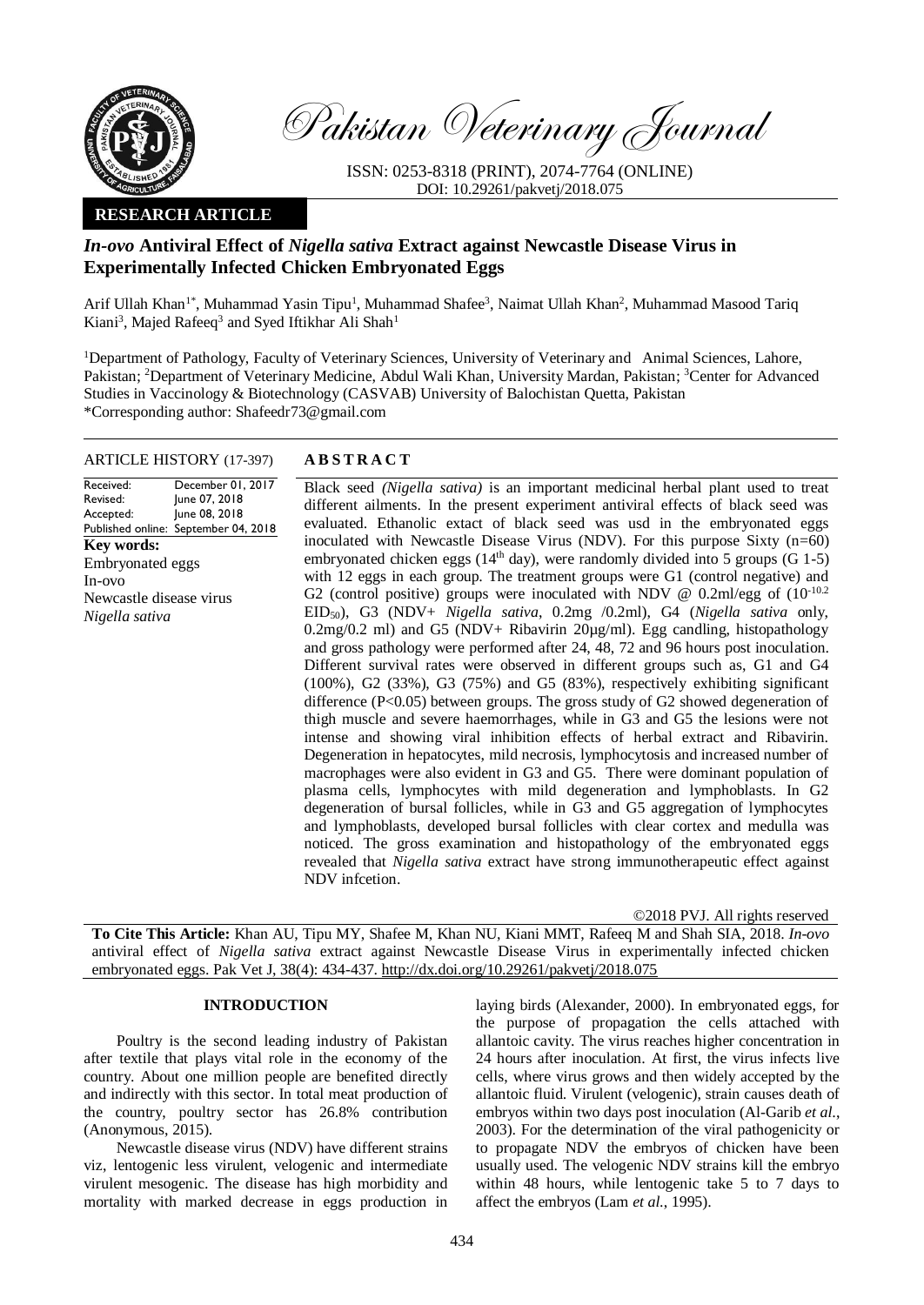Pakistan Veterinary Journal

ISSN: 0253-8318 (PRINT), 2074-7764 (ONLINE)
DOI: 10.29261/pakvetj/2018.075

**RESEARCH ARTICLE**

# *In-ovo* Antiviral Effect of *Nigella sativa* Extract against Newcastle Disease Virus in Experimentally Infected Chicken Embryonated Eggs

Arif Ullah Khan[1*], Muhammad Yasin Tipu[1], Muhammad Shafee[3], Naimat Ullah Khan[2], Muhammad Masood Tariq Kiani[3], Majed Rafeeq[3] and Syed Iftikhar Ali Shah[1]

[1]Department of Pathology, Faculty of Veterinary Sciences, University of Veterinary and Animal Sciences, Lahore, Pakistan; [2]Department of Veterinary Medicine, Abdul Wali Khan, University Mardan, Pakistan; [3]Center for Advanced Studies in Vaccinology & Biotechnology (CASVAB) University of Balochistan Quetta, Pakistan
*Corresponding author: Shafeedr73@gmail.com

**ARTICLE HISTORY** (17-397)

Received: December 01, 2017
Revised: June 07, 2018
Accepted: June 08, 2018
Published online: September 04, 2018

**Key words:**
Embryonated eggs
In-ovo
Newcastle disease virus
*Nigella sativa*

## ABSTRACT

Black seed *(Nigella sativa)* is an important medicinal herbal plant used to treat different ailments. In the present experiment antiviral effects of black seed was evaluated. Ethanolic extact of black seed was usd in the embryonated eggs inoculated with Newcastle Disease Virus (NDV). For this purpose Sixty (n=60) embryonated chicken eggs (14th day), were randomly divided into 5 groups (G 1-5) with 12 eggs in each group. The treatment groups were G1 (control negative) and G2 (control positive) groups were inoculated with NDV @ 0.2ml/egg of ($10^{-10.2}$ $EID_{50}$), G3 (NDV+ *Nigella sativa*, 0.2mg /0.2ml), G4 (*Nigella sativa* only, 0.2mg/0.2 ml) and G5 (NDV+ Ribavirin 20µg/ml). Egg candling, histopathology and gross pathology were performed after 24, 48, 72 and 96 hours post inoculation. Different survival rates were observed in different groups such as, G1 and G4 (100%), G2 (33%), G3 (75%) and G5 (83%), respectively exhibiting significant difference ($P<0.05$) between groups. The gross study of G2 showed degeneration of thigh muscle and severe haemorrhages, while in G3 and G5 the lesions were not intense and showing viral inhibition effects of herbal extract and Ribavirin. Degeneration in hepatocytes, mild necrosis, lymphocytosis and increased number of macrophages were also evident in G3 and G5. There were dominant population of plasma cells, lymphocytes with mild degeneration and lymphoblasts. In G2 degeneration of bursal follicles, while in G3 and G5 aggregation of lymphocytes and lymphoblasts, developed bursal follicles with clear cortex and medulla was noticed. The gross examination and histopathology of the embryonated eggs revealed that *Nigella sativa* extract have strong immunotherapeutic effect against NDV infcetion.

©2018 PVJ. All rights reserved

**To Cite This Article:** Khan AU, Tipu MY, Shafee M, Khan NU, Kiani MMT, Rafeeq M and Shah SIA, 2018. *In-ovo* antiviral effect of *Nigella sativa* extract against Newcastle Disease Virus in experimentally infected chicken embryonated eggs. Pak Vet J, 38(4): 434-437. http://dx.doi.org/10.29261/pakvetj/2018.075

## INTRODUCTION

Poultry is the second leading industry of Pakistan after textile that plays vital role in the economy of the country. About one million people are benefited directly and indirectly with this sector. In total meat production of the country, poultry sector has 26.8% contribution (Anonymous, 2015).

Newcastle disease virus (NDV) have different strains viz, lentogenic less virulent, velogenic and intermediate virulent mesogenic. The disease has high morbidity and mortality with marked decrease in eggs production in laying birds (Alexander, 2000). In embryonated eggs, for the purpose of propagation the cells attached with allantoic cavity. The virus reaches higher concentration in 24 hours after inoculation. At first, the virus infects live cells, where virus grows and then widely accepted by the allantoic fluid. Virulent (velogenic), strain causes death of embryos within two days post inoculation (Al-Garib *et al.*, 2003). For the determination of the viral pathogenicity or to propagate NDV the embryos of chicken have been usually used. The velogenic NDV strains kill the embryo within 48 hours, while lentogenic take 5 to 7 days to affect the embryos (Lam *et al.*, 1995).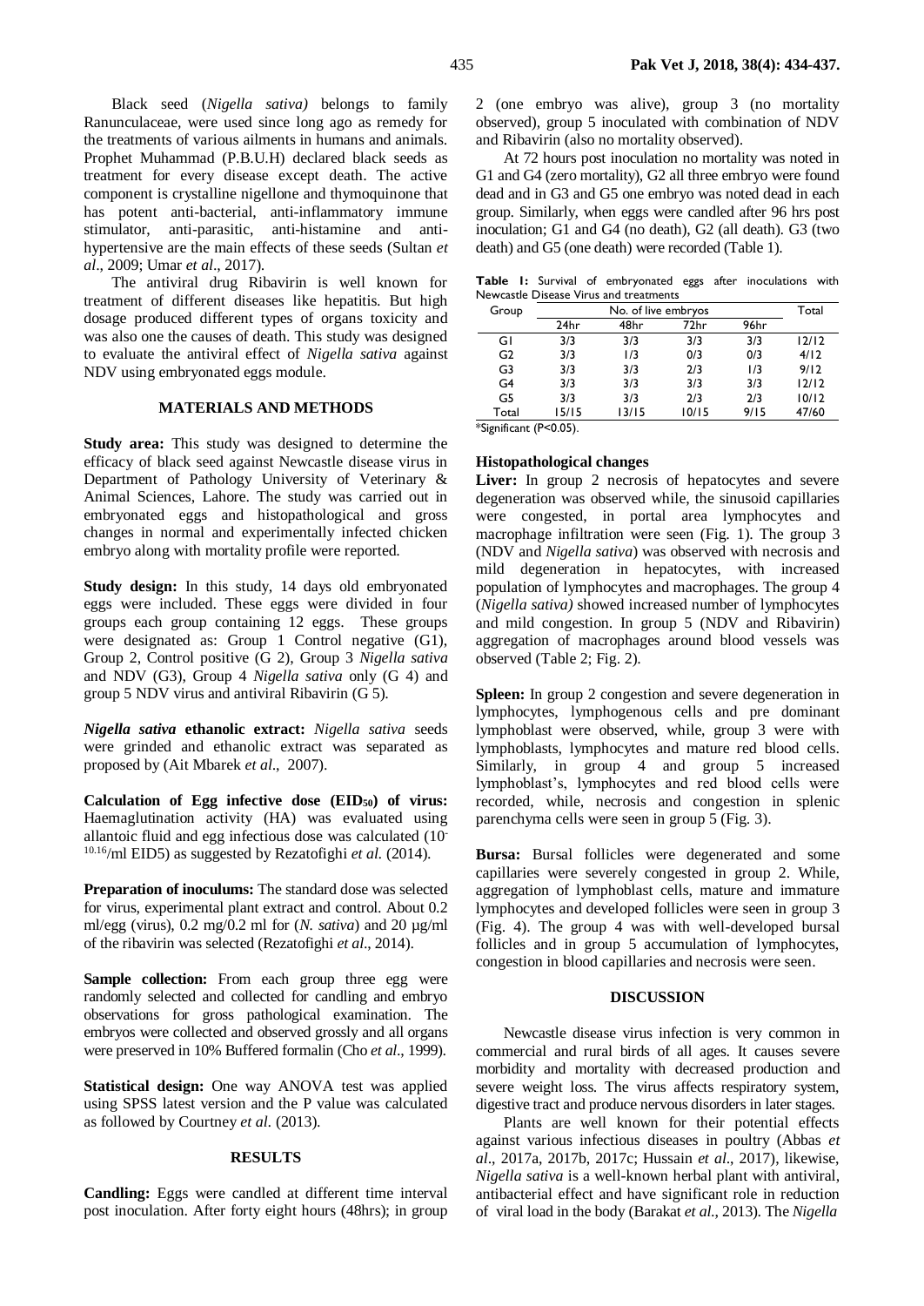Black seed (*Nigella sativa)* belongs to family Ranunculaceae, were used since long ago as remedy for the treatments of various ailments in humans and animals. Prophet Muhammad (P.B.U.H) declared black seeds as treatment for every disease except death. The active component is crystalline nigellone and thymoquinone that has potent anti-bacterial, anti-inflammatory immune stimulator, anti-parasitic, anti-histamine and anti-hypertensive are the main effects of these seeds (Sultan *et al*., 2009; Umar *et al*., 2017).

The antiviral drug Ribavirin is well known for treatment of different diseases like hepatitis. But high dosage produced different types of organs toxicity and was also one the causes of death. This study was designed to evaluate the antiviral effect of *Nigella sativa* against NDV using embryonated eggs module.

## MATERIALS AND METHODS

**Study area:** This study was designed to determine the efficacy of black seed against Newcastle disease virus in Department of Pathology University of Veterinary & Animal Sciences, Lahore. The study was carried out in embryonated eggs and histopathological and gross changes in normal and experimentally infected chicken embryo along with mortality profile were reported.

**Study design:** In this study, 14 days old embryonated eggs were included. These eggs were divided in four groups each group containing 12 eggs. These groups were designated as: Group 1 Control negative (G1), Group 2, Control positive (G 2), Group 3 *Nigella sativa* and NDV (G3), Group 4 *Nigella sativa* only (G 4) and group 5 NDV virus and antiviral Ribavirin (G 5).

***Nigella sativa* ethanolic extract:** *Nigella sativa* seeds were grinded and ethanolic extract was separated as proposed by (Ait Mbarek *et al*., 2007).

**Calculation of Egg infective dose ($EID_{50}$) of virus:** Haemaglutination activity (HA) was evaluated using allantoic fluid and egg infectious dose was calculated ($10^{-10.16}$/ml EID5) as suggested by Rezatofighi *et al.* (2014).

**Preparation of inoculums:** The standard dose was selected for virus, experimental plant extract and control. About 0.2 ml/egg (virus), 0.2 mg/0.2 ml for (*N. sativa*) and 20 µg/ml of the ribavirin was selected (Rezatofighi *et al*., 2014).

**Sample collection:** From each group three egg were randomly selected and collected for candling and embryo observations for gross pathological examination. The embryos were collected and observed grossly and all organs were preserved in 10% Buffered formalin (Cho *et al*., 1999).

**Statistical design:** One way ANOVA test was applied using SPSS latest version and the P value was calculated as followed by Courtney *et al.* (2013).

## RESULTS

**Candling:** Eggs were candled at different time interval post inoculation. After forty eight hours (48hrs); in group 2 (one embryo was alive), group 3 (no mortality observed), group 5 inoculated with combination of NDV and Ribavirin (also no mortality observed).

At 72 hours post inoculation no mortality was noted in G1 and G4 (zero mortality), G2 all three embryo were found dead and in G3 and G5 one embryo was noted dead in each group. Similarly, when eggs were candled after 96 hrs post inoculation; G1 and G4 (no death), G2 (all death). G3 (two death) and G5 (one death) were recorded (Table 1).

**Table 1:** Survival of embryonated eggs after inoculations with Newcastle Disease Virus and treatments

| Group | No. of live embryos | | | | Total |
|---|---|---|---|---|---|
| | 24hr | 48hr | 72hr | 96hr | |
| G1 | 3/3 | 3/3 | 3/3 | 3/3 | 12/12 |
| G2 | 3/3 | 1/3 | 0/3 | 0/3 | 4/12 |
| G3 | 3/3 | 3/3 | 2/3 | 1/3 | 9/12 |
| G4 | 3/3 | 3/3 | 3/3 | 3/3 | 12/12 |
| G5 | 3/3 | 3/3 | 2/3 | 2/3 | 10/12 |
| Total | 15/15 | 13/15 | 10/15 | 9/15 | 47/60 |

*Significant ($P<0.05$).

### Histopathological changes

**Liver:** In group 2 necrosis of hepatocytes and severe degeneration was observed while, the sinusoid capillaries were congested, in portal area lymphocytes and macrophage infiltration were seen (Fig. 1). The group 3 (NDV and *Nigella sativa*) was observed with necrosis and mild degeneration in hepatocytes, with increased population of lymphocytes and macrophages. The group 4 (*Nigella sativa)* showed increased number of lymphocytes and mild congestion. In group 5 (NDV and Ribavirin) aggregation of macrophages around blood vessels was observed (Table 2; Fig. 2).

**Spleen:** In group 2 congestion and severe degeneration in lymphocytes, lymphogenous cells and pre dominant lymphoblast were observed, while, group 3 were with lymphoblasts, lymphocytes and mature red blood cells. Similarly, in group 4 and group 5 increased lymphoblast's, lymphocytes and red blood cells were recorded, while, necrosis and congestion in splenic parenchyma cells were seen in group 5 (Fig. 3).

**Bursa:** Bursal follicles were degenerated and some capillaries were severely congested in group 2. While, aggregation of lymphoblast cells, mature and immature lymphocytes and developed follicles were seen in group 3 (Fig. 4). The group 4 was with well-developed bursal follicles and in group 5 accumulation of lymphocytes, congestion in blood capillaries and necrosis were seen.

## DISCUSSION

Newcastle disease virus infection is very common in commercial and rural birds of all ages. It causes severe morbidity and mortality with decreased production and severe weight loss. The virus affects respiratory system, digestive tract and produce nervous disorders in later stages.

Plants are well known for their potential effects against various infectious diseases in poultry (Abbas *et al*., 2017a, 2017b, 2017c; Hussain *et al*., 2017), likewise, *Nigella sativa* is a well-known herbal plant with antiviral, antibacterial effect and have significant role in reduction of viral load in the body (Barakat *et al*., 2013). The *Nigella*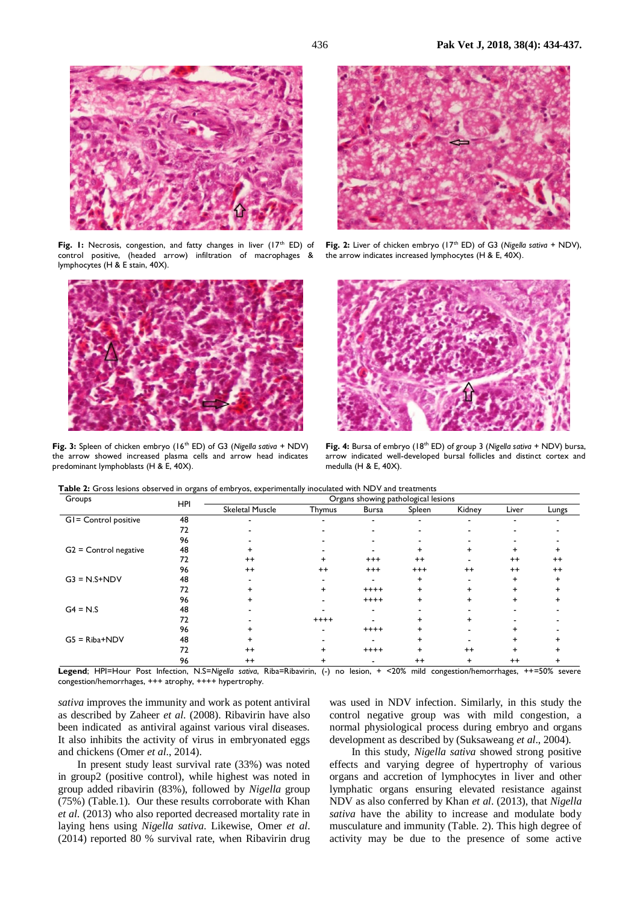**Fig. 1:** Necrosis, congestion, and fatty changes in liver (17[th] ED) of control positive, (headed arrow) infiltration of macrophages & lymphocytes (H & E stain, 40X).

**Fig. 2:** Liver of chicken embryo (17[th] ED) of G3 (*Nigella sativa* + NDV), the arrow indicates increased lymphocytes (H & E, 40X).

**Fig. 3:** Spleen of chicken embryo (16[th] ED) of G3 (*Nigella sativa* + NDV) the arrow showed increased plasma cells and arrow head indicates predominant lymphoblasts (H & E, 40X).

**Fig. 4:** Bursa of embryo (18[th] ED) of group 3 (*Nigella sativa* + NDV) bursa, arrow indicated well-developed bursal follicles and distinct cortex and medulla (H & E, 40X).

**Table 2:** Gross lesions observed in organs of embryos, experimentally inoculated with NDV and treatments

| Groups | HPI | Organs showing pathological lesions | | | | | | |
|---|---|---|---|---|---|---|---|---|
| | | Skeletal Muscle | Thymus | Bursa | Spleen | Kidney | Liver | Lungs |
| G1= Control positive | 48 | - | - | - | - | - | - | - |
| | 72 | - | - | - | - | - | - | - |
| | 96 | - | - | - | - | - | - | - |
| G2 = Control negative | 48 | + | - | - | + | + | + | + |
| | 72 | ++ | + | +++ | ++ | - | ++ | ++ |
| | 96 | ++ | ++ | +++ | +++ | ++ | ++ | ++ |
| G3 = N.S+NDV | 48 | - | - | - | + | - | + | + |
| | 72 | + | + | ++++ | + | + | + | + |
| | 96 | + | - | ++++ | + | + | + | + |
| G4 = N.S | 48 | - | - | - | - | - | - | - |
| | 72 | - | ++++ | - | + | + | - | - |
| | 96 | + | - | ++++ | + | - | + | - |
| G5 = Riba+NDV | 48 | + | - | - | + | - | + | + |
| | 72 | ++ | + | ++++ | + | ++ | + | + |
| | 96 | ++ | + | - | ++ | + | ++ | + |

**Legend**; HPI=Hour Post Infection, N.S=*Nigella sativa*, Riba=Ribavirin, (-) no lesion, + <20% mild congestion/hemorrhages, ++=50% severe congestion/hemorrhages, +++ atrophy, ++++ hypertrophy.

*sativa* improves the immunity and work as potent antiviral as described by Zaheer *et al*. (2008). Ribavirin have also been indicated as antiviral against various viral diseases. It also inhibits the activity of virus in embryonated eggs and chickens (Omer *et al*., 2014).

In present study least survival rate (33%) was noted in group2 (positive control), while highest was noted in group added ribavirin (83%), followed by *Nigella* group (75%) (Table.1). Our these results corroborate with Khan *et al*. (2013) who also reported decreased mortality rate in laying hens using *Nigella sativa*. Likewise, Omer *et al*. (2014) reported 80 % survival rate, when Ribavirin drug was used in NDV infection. Similarly, in this study the control negative group was with mild congestion, a normal physiological process during embryo and organs development as described by (Suksaweang *et al*., 2004).

In this study, *Nigella sativa* showed strong positive effects and varying degree of hypertrophy of various organs and accretion of lymphocytes in liver and other lymphatic organs ensuring elevated resistance against NDV as also conferred by Khan *et al*. (2013), that *Nigella sativa* have the ability to increase and modulate body musculature and immunity (Table. 2). This high degree of activity may be due to the presence of some active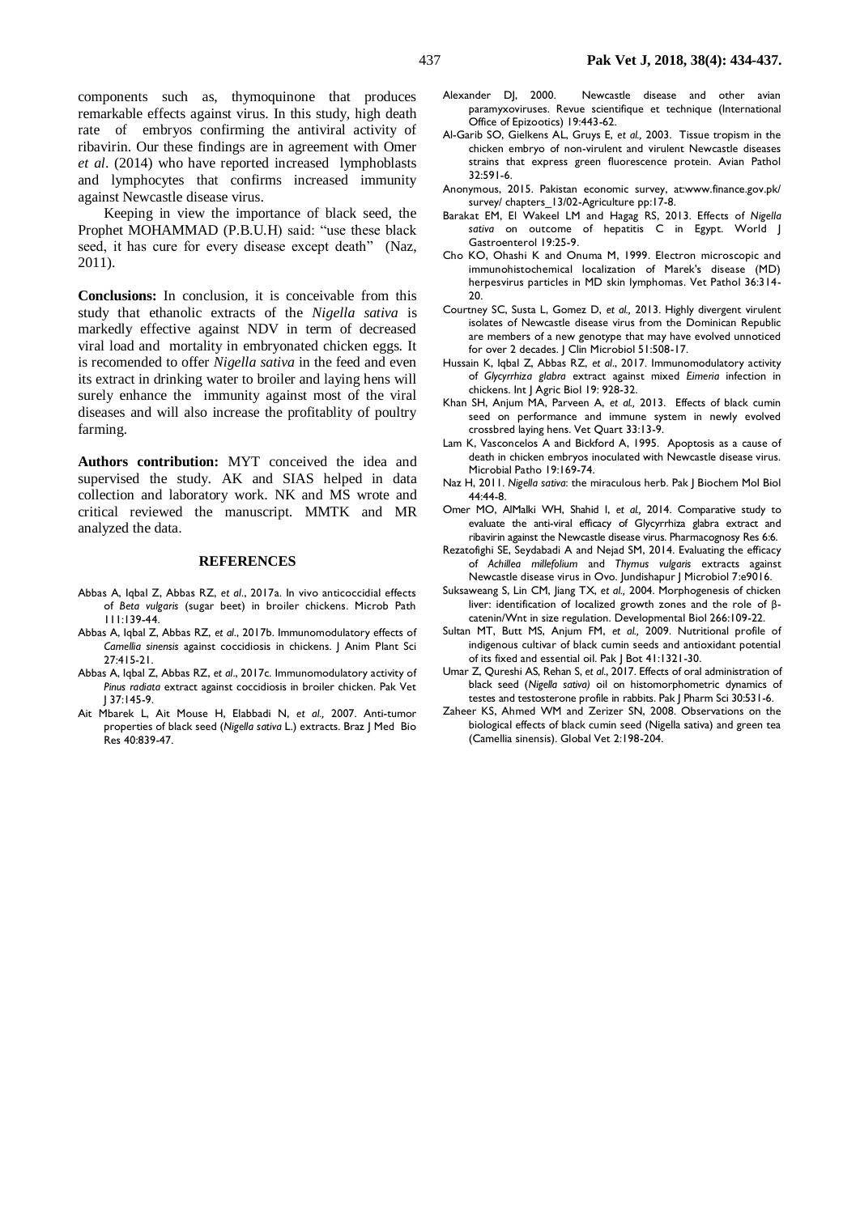components such as, thymoquinone that produces remarkable effects against virus. In this study, high death rate of embryos confirming the antiviral activity of ribavirin. Our these findings are in agreement with Omer *et al*. (2014) who have reported increased lymphoblasts and lymphocytes that confirms increased immunity against Newcastle disease virus.

Keeping in view the importance of black seed, the Prophet MOHAMMAD (P.B.U.H) said: "use these black seed, it has cure for every disease except death" (Naz, 2011).

**Conclusions:** In conclusion, it is conceivable from this study that ethanolic extracts of the *Nigella sativa* is markedly effective against NDV in term of decreased viral load and mortality in embryonated chicken eggs. It is recomended to offer *Nigella sativa* in the feed and even its extract in drinking water to broiler and laying hens will surely enhance the immunity against most of the viral diseases and will also increase the profitablity of poultry farming.

**Authors contribution:** MYT conceived the idea and supervised the study. AK and SIAS helped in data collection and laboratory work. NK and MS wrote and critical reviewed the manuscript. MMTK and MR analyzed the data.

## REFERENCES

Abbas A, Iqbal Z, Abbas RZ, *et al*., 2017a. In vivo anticoccidial effects of *Beta vulgaris* (sugar beet) in broiler chickens. Microb Path 111:139-44.

Abbas A, Iqbal Z, Abbas RZ, *et al*., 2017b. Immunomodulatory effects of *Camellia sinensis* against coccidiosis in chickens. J Anim Plant Sci 27:415-21.

Abbas A, Iqbal Z, Abbas RZ, *et al*., 2017c. Immunomodulatory activity of *Pinus radiata* extract against coccidiosis in broiler chicken. Pak Vet J 37:145-9.

Ait Mbarek L, Ait Mouse H, Elabbadi N, *et al.,* 2007. Anti-tumor properties of black seed (*Nigella sativa* L.) extracts. Braz J Med Bio Res 40:839-47.

Alexander DJ, 2000. Newcastle disease and other avian paramyxoviruses. Revue scientifique et technique (International Office of Epizootics) 19:443-62.

Al-Garib SO, Gielkens AL, Gruys E, *et al.,* 2003. Tissue tropism in the chicken embryo of non-virulent and virulent Newcastle diseases strains that express green fluorescence protein. Avian Pathol 32:591-6.

Anonymous, 2015. Pakistan economic survey, at:www.finance.gov.pk/ survey/ chapters_13/02-Agriculture pp:17-8.

Barakat EM, El Wakeel LM and Hagag RS, 2013. Effects of *Nigella sativa* on outcome of hepatitis C in Egypt. World J Gastroenterol 19:25-9.

Cho KO, Ohashi K and Onuma M, 1999. Electron microscopic and immunohistochemical localization of Marek's disease (MD) herpesvirus particles in MD skin lymphomas. Vet Pathol 36:314-20.

Courtney SC, Susta L, Gomez D, *et al.,* 2013. Highly divergent virulent isolates of Newcastle disease virus from the Dominican Republic are members of a new genotype that may have evolved unnoticed for over 2 decades. J Clin Microbiol 51:508-17.

Hussain K, Iqbal Z, Abbas RZ, *et al*., 2017. Immunomodulatory activity of *Glycyrrhiza glabra* extract against mixed *Eimeria* infection in chickens. Int J Agric Biol 19: 928-32.

Khan SH, Anjum MA, Parveen A, *et al.,* 2013. Effects of black cumin seed on performance and immune system in newly evolved crossbred laying hens. Vet Quart 33:13-9.

Lam K, Vasconcelos A and Bickford A, 1995. Apoptosis as a cause of death in chicken embryos inoculated with Newcastle disease virus. Microbial Patho 19:169-74.

Naz H, 2011. *Nigella sativa*: the miraculous herb. Pak J Biochem Mol Biol 44:44-8.

Omer MO, AlMalki WH, Shahid I, *et al.,* 2014. Comparative study to evaluate the anti-viral efficacy of Glycyrrhiza glabra extract and ribavirin against the Newcastle disease virus. Pharmacognosy Res 6:6.

Rezatofighi SE, Seydabadi A and Nejad SM, 2014. Evaluating the efficacy of *Achillea millefolium* and *Thymus vulgaris* extracts against Newcastle disease virus in Ovo. Jundishapur J Microbiol 7:e9016.

Suksaweang S, Lin CM, Jiang TX, *et al.,* 2004. Morphogenesis of chicken liver: identification of localized growth zones and the role of β-catenin/Wnt in size regulation. Developmental Biol 266:109-22.

Sultan MT, Butt MS, Anjum FM, *et al.,* 2009. Nutritional profile of indigenous cultivar of black cumin seeds and antioxidant potential of its fixed and essential oil. Pak J Bot 41:1321-30.

Umar Z, Qureshi AS, Rehan S, *et al*., 2017. Effects of oral administration of black seed (*Nigella sativa)* oil on histomorphometric dynamics of testes and testosterone profile in rabbits. Pak J Pharm Sci 30:531-6.

Zaheer KS, Ahmed WM and Zerizer SN, 2008. Observations on the biological effects of black cumin seed (Nigella sativa) and green tea (Camellia sinensis). Global Vet 2:198-204.